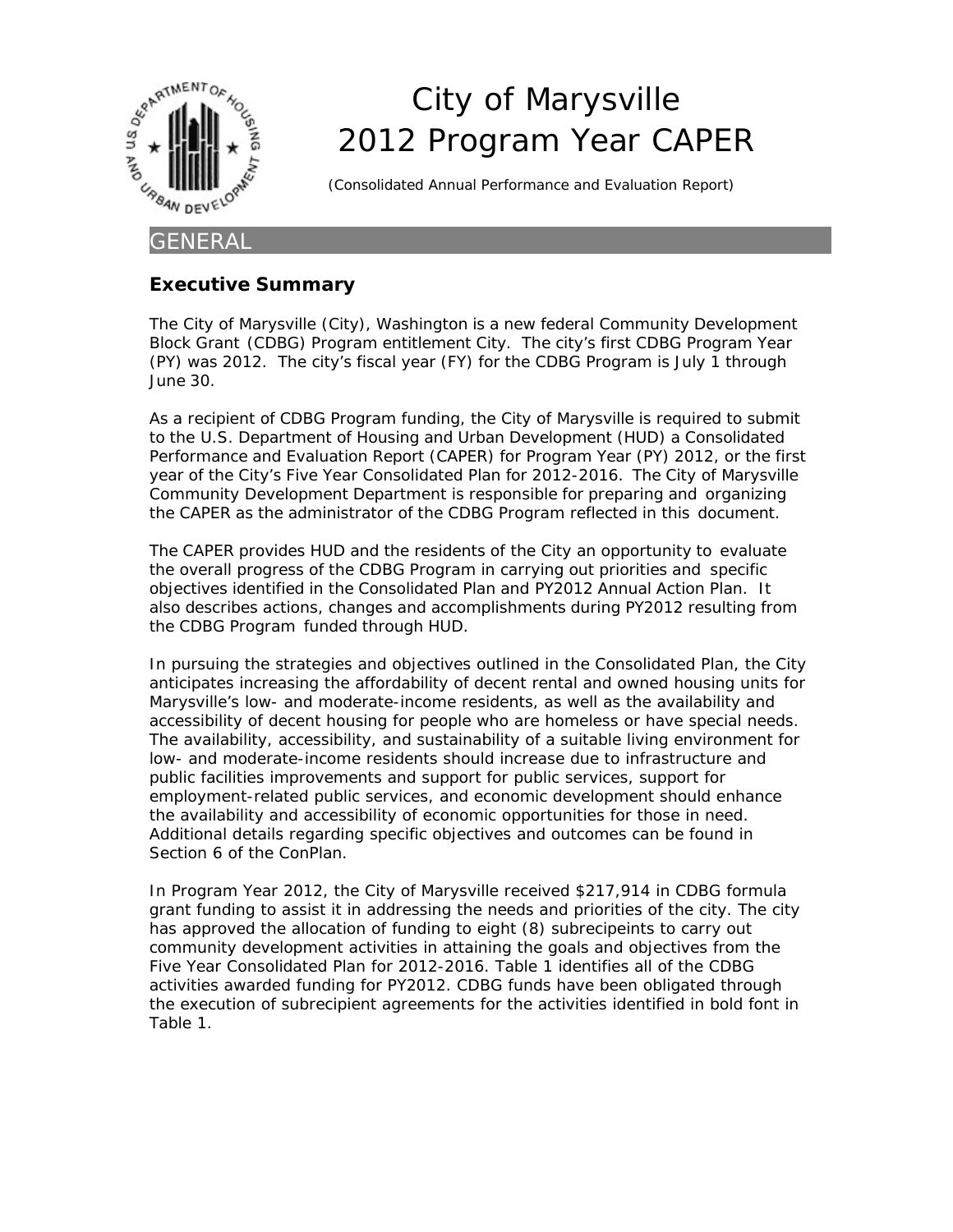# City of Marysville 2012 Program Year CAPER

(Consolidated Annual Performance and Evaluation Report)

## GENERAL

### Executive Summary

The City of Marysville (City), Washington is a new federal Community Development Block Grant (CDBG) Program entitlement City. The city's first CDBG Program Year (PY) was 2012. The city's fiscal year (FY) for the CDBG Program is July 1 through June 30.

As a recipient of CDBG Program funding, the City of Marysville is required to submit to the U.S. Department of Housing and Urban Development (HUD) a Consolidated Performance and Evaluation Report (CAPER) for Program Year (PY) 2012, or the first year of the City's Five Year Consolidated Plan for 2012-2016. The City of Marysville Community Development Department is responsible for preparing and organizing the CAPER as the administrator of the CDBG Program reflected in this document.

The CAPER provides HUD and the residents of the City an opportunity to evaluate the overall progress of the CDBG Program in carrying out priorities and specific objectives identified in the Consolidated Plan and PY2012 Annual Action Plan. It also describes actions, changes and accomplishments during PY2012 resulting from the CDBG Program funded through HUD.

In pursuing the strategies and objectives outlined in the Consolidated Plan, the City anticipates increasing the affordability of decent rental and owned housing units for Marysville's low- and moderate-income residents, as well as the availability and accessibility of decent housing for people who are homeless or have special needs. The availability, accessibility, and sustainability of a suitable living environment for low- and moderate-income residents should increase due to infrastructure and public facilities improvements and support for public services, support for employment-related public services, and economic development should enhance the availability and accessibility of economic opportunities for those in need. Additional details regarding specific objectives and outcomes can be found in Section 6 of the ConPlan.

In Program Year 2012, the City of Marysville received $217,914 in CDBG formula grant funding to assist it in addressing the needs and priorities of the city. The city has approved the allocation of funding to eight (8) subrecipeints to carry out community development activities in attaining the goals and objectives from the Five Year Consolidated Plan for 2012-2016. Table 1 identifies all of the CDBG activities awarded funding for PY2012. CDBG funds have been obligated through the execution of subrecipient agreements for the activities identified in bold font in Table 1.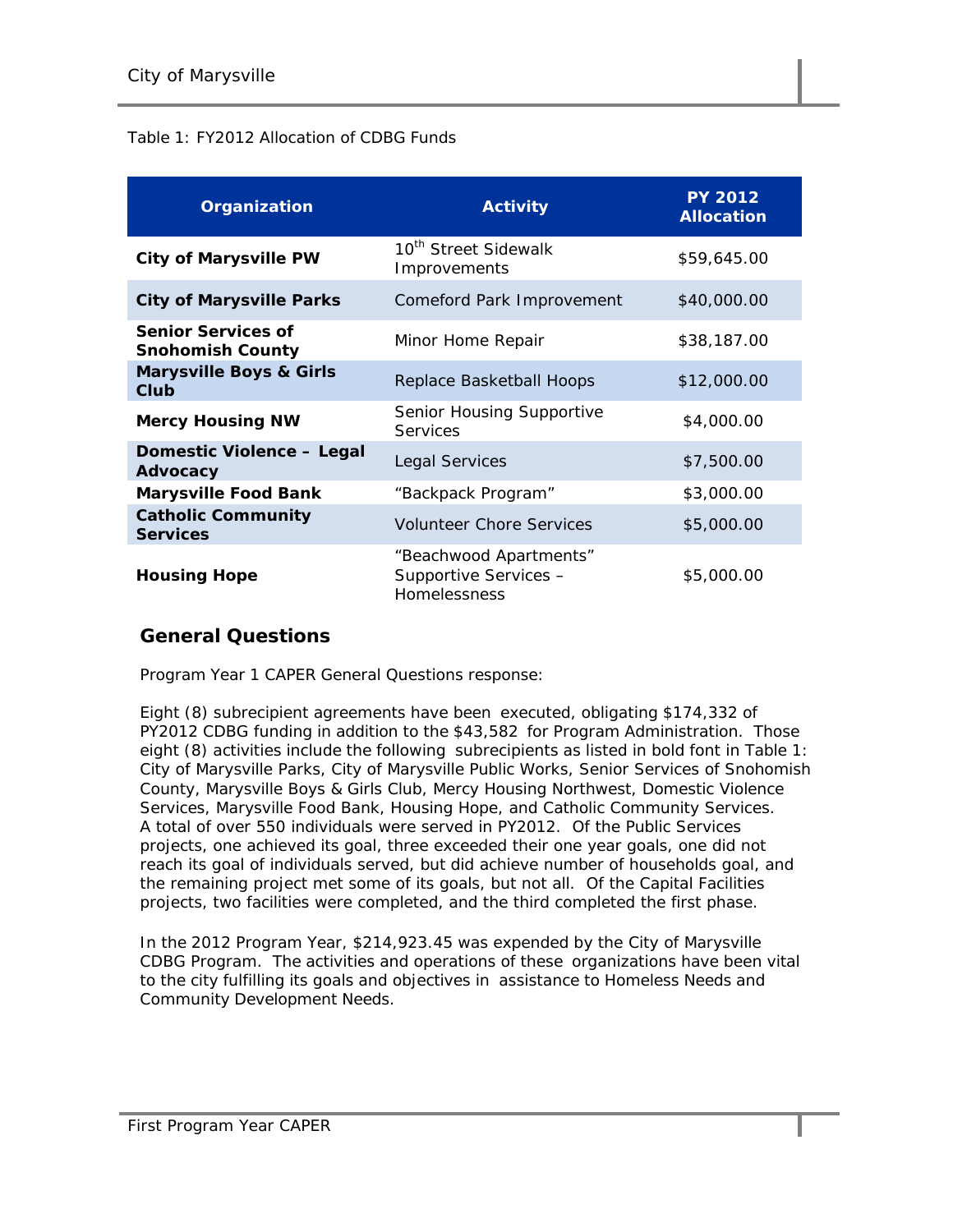Table 1: FY2012 Allocation of CDBG Funds

| Organization | Activity | PY 2012 Allocation |
|---|---|---|
| **City of Marysville PW** | 10th Street Sidewalk Improvements | $59,645.00 |
| **City of Marysville Parks** | Comeford Park Improvement | $40,000.00 |
| **Senior Services of Snohomish County** | Minor Home Repair | $38,187.00 |
| **Marysville Boys & Girls Club** | Replace Basketball Hoops | $12,000.00 |
| **Mercy Housing NW** | Senior Housing Supportive Services | $4,000.00 |
| **Domestic Violence – Legal Advocacy** | Legal Services | $7,500.00 |
| **Marysville Food Bank** | "Backpack Program" | $3,000.00 |
| **Catholic Community Services** | Volunteer Chore Services | $5,000.00 |
| **Housing Hope** | "Beachwood Apartments" Supportive Services – Homelessness | $5,000.00 |

## General Questions

Program Year 1 CAPER General Questions response:

Eight (8) subrecipient agreements have been executed, obligating $174,332 of PY2012 CDBG funding in addition to the $43,582 for Program Administration. Those eight (8) activities include the following subrecipients as listed in bold font in Table 1: City of Marysville Parks, City of Marysville Public Works, Senior Services of Snohomish County, Marysville Boys & Girls Club, Mercy Housing Northwest, Domestic Violence Services, Marysville Food Bank, Housing Hope, and Catholic Community Services. A total of over 550 individuals were served in PY2012. Of the Public Services projects, one achieved its goal, three exceeded their one year goals, one did not reach its goal of individuals served, but did achieve number of households goal, and the remaining project met some of its goals, but not all. Of the Capital Facilities projects, two facilities were completed, and the third completed the first phase.

In the 2012 Program Year, $214,923.45 was expended by the City of Marysville CDBG Program. The activities and operations of these organizations have been vital to the city fulfilling its goals and objectives in assistance to Homeless Needs and Community Development Needs.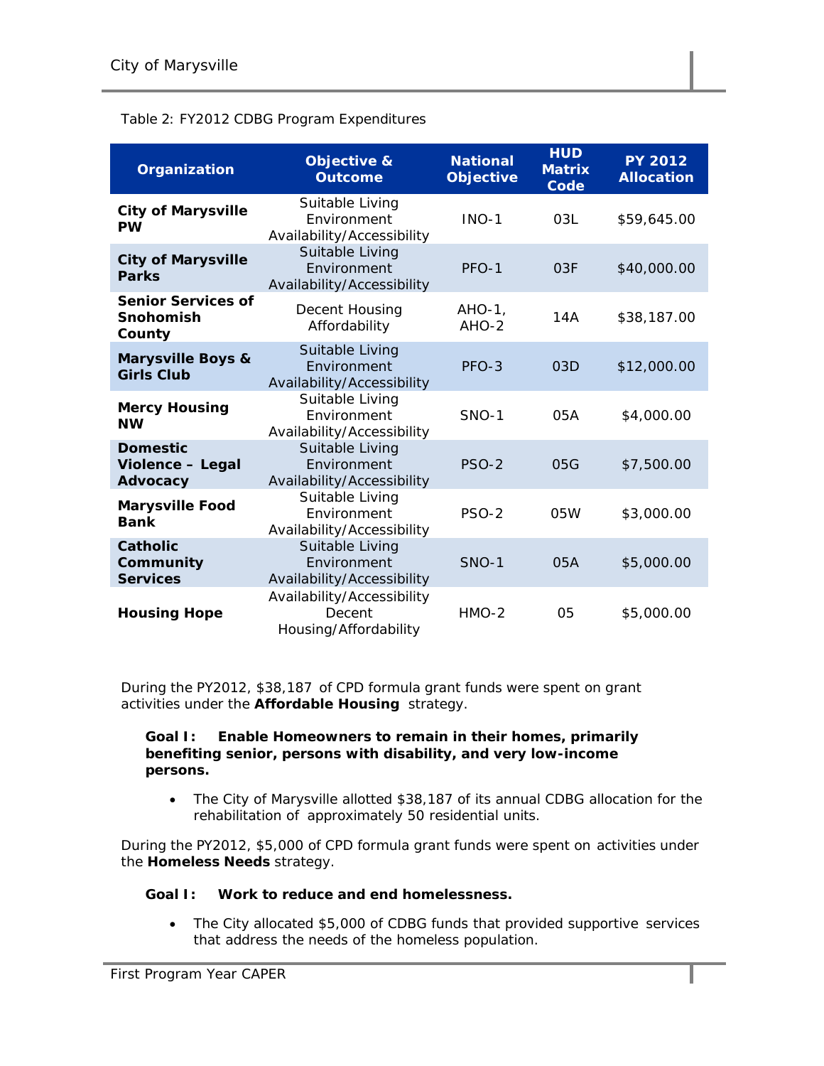Table 2: FY2012 CDBG Program Expenditures

| Organization | Objective & Outcome | National Objective | HUD Matrix Code | PY 2012 Allocation |
|---|---|---|---|---|
| **City of Marysville PW** | Suitable Living Environment Availability/Accessibility | INO-1 | 03L | $59,645.00 |
| **City of Marysville Parks** | Suitable Living Environment Availability/Accessibility | PFO-1 | 03F | $40,000.00 |
| **Senior Services of Snohomish County** | Decent Housing Affordability | AHO-1, AHO-2 | 14A | $38,187.00 |
| **Marysville Boys & Girls Club** | Suitable Living Environment Availability/Accessibility | PFO-3 | 03D | $12,000.00 |
| **Mercy Housing NW** | Suitable Housing Environment Availability/Accessibility | SNO-1 | 05A | $4,000.00 |
| **Domestic Violence – Legal Advocacy** | Suitable Living Environment Availability/Accessibility | PSO-2 | 05G | $7,500.00 |
| **Marysville Food Bank** | Suitable Living Environment Availability/Accessibility | PSO-2 | 05W | $3,000.00 |
| **Catholic Community Services** | Suitable Living Environment Availability/Accessibility | SNO-1 | 05A | $5,000.00 |
| **Housing Hope** | Availability/Accessibility Decent Housing/Affordability | HMO-2 | 05 | $5,000.00 |

During the PY2012, $38,187 of CPD formula grant funds were spent on grant activities under the **Affordable Housing** strategy.

**Goal I: Enable Homeowners to remain in their homes, primarily benefiting senior, persons with disability, and very low-income persons.**

- The City of Marysville allotted $38,187 of its annual CDBG allocation for the rehabilitation of approximately 50 residential units.

During the PY2012, $5,000 of CPD formula grant funds were spent on activities under the **Homeless Needs** strategy.

**Goal I: Work to reduce and end homelessness.**

- The City allocated $5,000 of CDBG funds that provided supportive services that address the needs of the homeless population.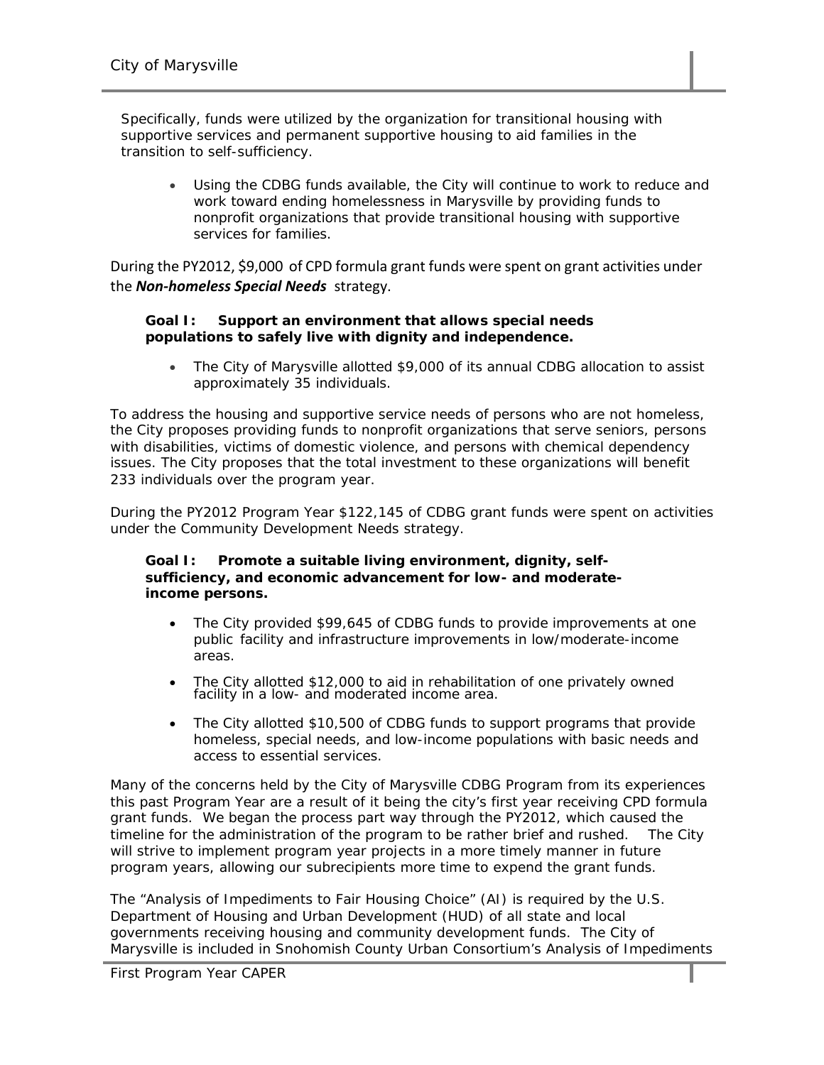Specifically, funds were utilized by the organization for transitional housing with supportive services and permanent supportive housing to aid families in the transition to self-sufficiency.

- Using the CDBG funds available, the City will continue to work to reduce and work toward ending homelessness in Marysville by providing funds to nonprofit organizations that provide transitional housing with supportive services for families.

During the PY2012, $9,000 of CPD formula grant funds were spent on grant activities under the ***Non-homeless Special Needs*** strategy.

**Goal I: Support an environment that allows special needs populations to safely live with dignity and independence.**

- The City of Marysville allotted $9,000 of its annual CDBG allocation to assist approximately 35 individuals.

To address the housing and supportive service needs of persons who are not homeless, the City proposes providing funds to nonprofit organizations that serve seniors, persons with disabilities, victims of domestic violence, and persons with chemical dependency issues. The City proposes that the total investment to these organizations will benefit 233 individuals over the program year.

During the PY2012 Program Year $122,145 of CDBG grant funds were spent on activities under the Community Development Needs strategy.

**Goal I: Promote a suitable living environment, dignity, self-sufficiency, and economic advancement for low- and moderate-income persons.**

- The City provided $99,645 of CDBG funds to provide improvements at one public facility and infrastructure improvements in low/moderate-income areas.
- The City allotted $12,000 to aid in rehabilitation of one privately owned facility in a low- and moderated income area.
- The City allotted $10,500 of CDBG funds to support programs that provide homeless, special needs, and low-income populations with basic needs and access to essential services.

Many of the concerns held by the City of Marysville CDBG Program from its experiences this past Program Year are a result of it being the city's first year receiving CPD formula grant funds. We began the process part way through the PY2012, which caused the timeline for the administration of the program to be rather brief and rushed. The City will strive to implement program year projects in a more timely manner in future program years, allowing our subrecipients more time to expend the grant funds.

The "Analysis of Impediments to Fair Housing Choice" (AI) is required by the U.S. Department of Housing and Urban Development (HUD) of all state and local governments receiving housing and community development funds. The City of Marysville is included in Snohomish County Urban Consortium's Analysis of Impediments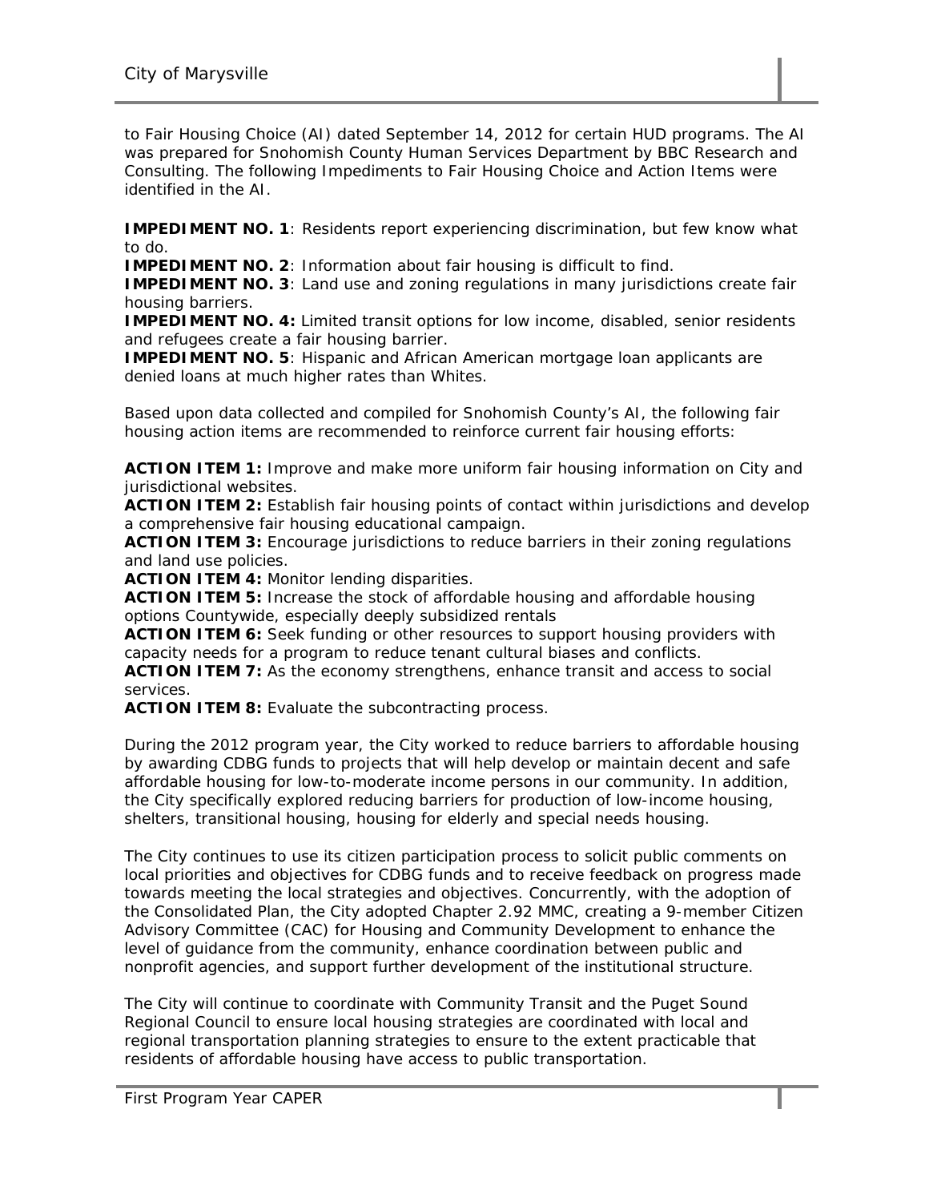to Fair Housing Choice (AI) dated September 14, 2012 for certain HUD programs. The AI was prepared for Snohomish County Human Services Department by BBC Research and Consulting. The following Impediments to Fair Housing Choice and Action Items were identified in the AI.

**IMPEDIMENT NO. 1**: Residents report experiencing discrimination, but few know what to do.
**IMPEDIMENT NO. 2**: Information about fair housing is difficult to find.
**IMPEDIMENT NO. 3**: Land use and zoning regulations in many jurisdictions create fair housing barriers.
**IMPEDIMENT NO. 4:** Limited transit options for low income, disabled, senior residents and refugees create a fair housing barrier.
**IMPEDIMENT NO. 5**: Hispanic and African American mortgage loan applicants are denied loans at much higher rates than Whites.

Based upon data collected and compiled for Snohomish County's AI, the following fair housing action items are recommended to reinforce current fair housing efforts:

**ACTION ITEM 1:** Improve and make more uniform fair housing information on City and jurisdictional websites.
**ACTION ITEM 2:** Establish fair housing points of contact within jurisdictions and develop a comprehensive fair housing educational campaign.
**ACTION ITEM 3:** Encourage jurisdictions to reduce barriers in their zoning regulations and land use policies.
**ACTION ITEM 4:** Monitor lending disparities.
**ACTION ITEM 5:** Increase the stock of affordable housing and affordable housing options Countywide, especially deeply subsidized rentals
**ACTION ITEM 6:** Seek funding or other resources to support housing providers with capacity needs for a program to reduce tenant cultural biases and conflicts.
**ACTION ITEM 7:** As the economy strengthens, enhance transit and access to social services.
**ACTION ITEM 8:** Evaluate the subcontracting process.

During the 2012 program year, the City worked to reduce barriers to affordable housing by awarding CDBG funds to projects that will help develop or maintain decent and safe affordable housing for low-to-moderate income persons in our community. In addition, the City specifically explored reducing barriers for production of low-income housing, shelters, transitional housing, housing for elderly and special needs housing.

The City continues to use its citizen participation process to solicit public comments on local priorities and objectives for CDBG funds and to receive feedback on progress made towards meeting the local strategies and objectives. Concurrently, with the adoption of the Consolidated Plan, the City adopted Chapter 2.92 MMC, creating a 9-member Citizen Advisory Committee (CAC) for Housing and Community Development to enhance the level of guidance from the community, enhance coordination between public and nonprofit agencies, and support further development of the institutional structure.

The City will continue to coordinate with Community Transit and the Puget Sound Regional Council to ensure local housing strategies are coordinated with local and regional transportation planning strategies to ensure to the extent practicable that residents of affordable housing have access to public transportation.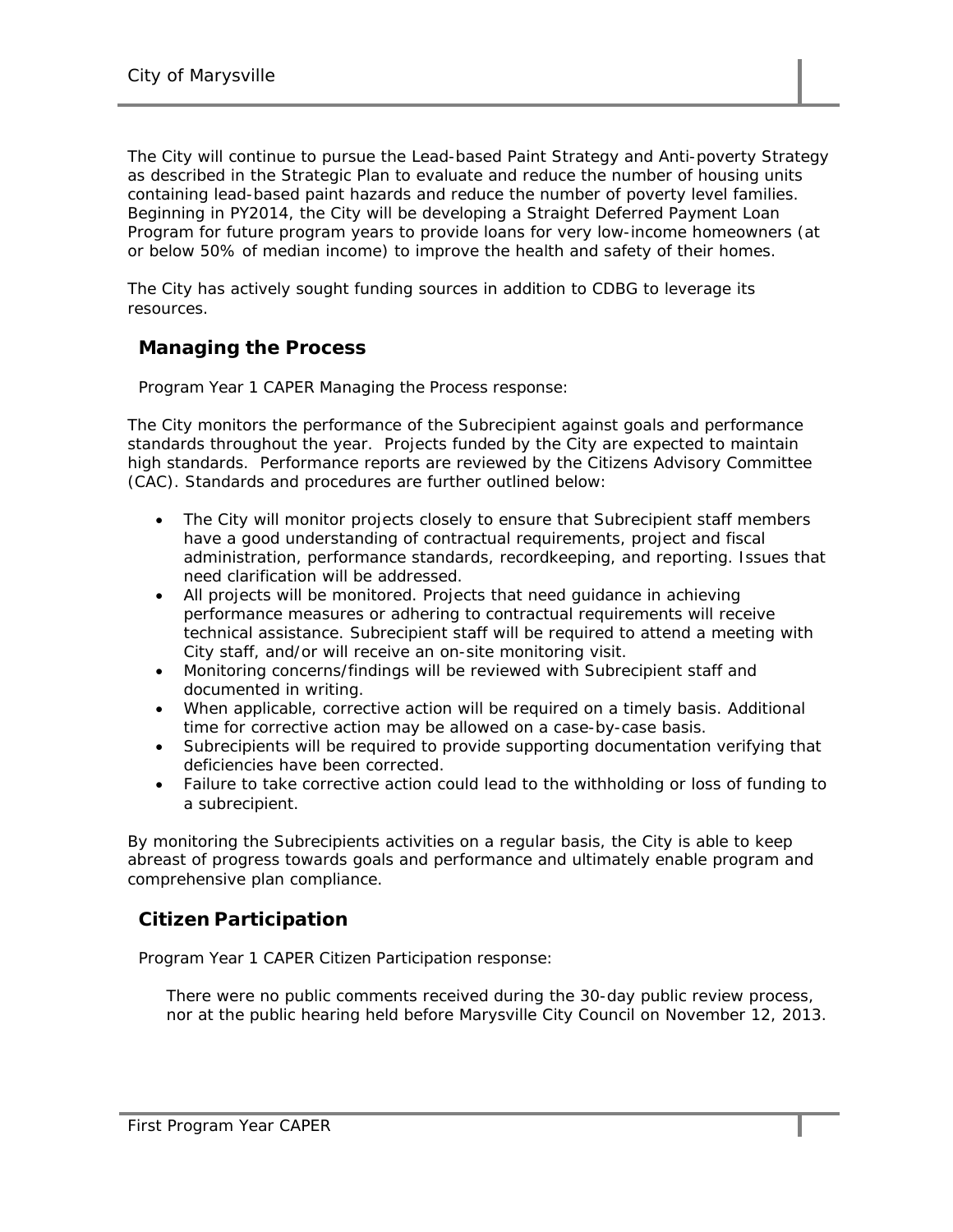The City will continue to pursue the Lead-based Paint Strategy and Anti-poverty Strategy as described in the Strategic Plan to evaluate and reduce the number of housing units containing lead-based paint hazards and reduce the number of poverty level families. Beginning in PY2014, the City will be developing a Straight Deferred Payment Loan Program for future program years to provide loans for very low-income homeowners (at or below 50% of median income) to improve the health and safety of their homes.

The City has actively sought funding sources in addition to CDBG to leverage its resources.

## Managing the Process

Program Year 1 CAPER Managing the Process response:

The City monitors the performance of the Subrecipient against goals and performance standards throughout the year. Projects funded by the City are expected to maintain high standards. Performance reports are reviewed by the Citizens Advisory Committee (CAC). Standards and procedures are further outlined below:

- The City will monitor projects closely to ensure that Subrecipient staff members have a good understanding of contractual requirements, project and fiscal administration, performance standards, recordkeeping, and reporting. Issues that need clarification will be addressed.
- All projects will be monitored. Projects that need guidance in achieving performance measures or adhering to contractual requirements will receive technical assistance. Subrecipient staff will be required to attend a meeting with City staff, and/or will receive an on-site monitoring visit.
- Monitoring concerns/findings will be reviewed with Subrecipient staff and documented in writing.
- When applicable, corrective action will be required on a timely basis. Additional time for corrective action may be allowed on a case-by-case basis.
- Subrecipients will be required to provide supporting documentation verifying that deficiencies have been corrected.
- Failure to take corrective action could lead to the withholding or loss of funding to a subrecipient.

By monitoring the Subrecipients activities on a regular basis, the City is able to keep abreast of progress towards goals and performance and ultimately enable program and comprehensive plan compliance.

## Citizen Participation

Program Year 1 CAPER Citizen Participation response:

There were no public comments received during the 30-day public review process, nor at the public hearing held before Marysville City Council on November 12, 2013.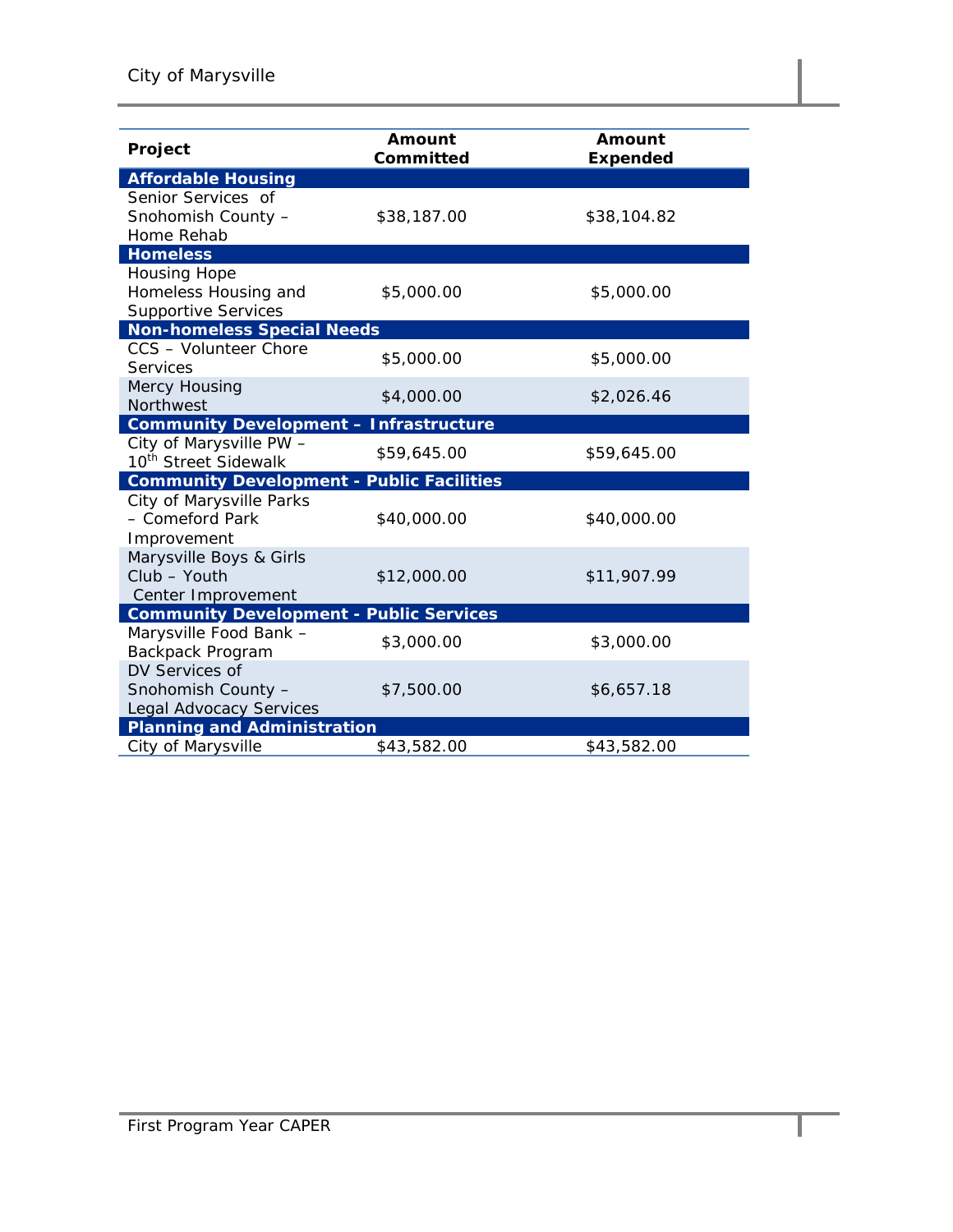| Project | Amount Committed | Amount Expended |
|---|---|---|
| **Affordable Housing** | | |
| Senior Services of Snohomish County – Home Rehab | $38,187.00 | $38,104.82 |
| **Homeless** | | |
| Housing Hope Homeless Housing and Supportive Services | $5,000.00 | $5,000.00 |
| **Non-homeless Special Needs** | | |
| CCS – Volunteer Chore Services | $5,000.00 | $5,000.00 |
| Mercy Housing Northwest | $4,000.00 | $2,026.46 |
| **Community Development – Infrastructure** | | |
| City of Marysville PW – 10th Street Sidewalk | $59,645.00 | $59,645.00 |
| **Community Development - Public Facilities** | | |
| City of Marysville Parks – Comeford Park Improvement | $40,000.00 | $40,000.00 |
| Marysville Boys & Girls Club – Youth Center Improvement | $12,000.00 | $11,907.99 |
| **Community Development - Public Services** | | |
| Marysville Food Bank – Backpack Program | $3,000.00 | $3,000.00 |
| DV Services of Snohomish County – Legal Advocacy Services | $7,500.00 | $6,657.18 |
| **Planning and Administration** | | |
| City of Marysville | $43,582.00 | $43,582.00 |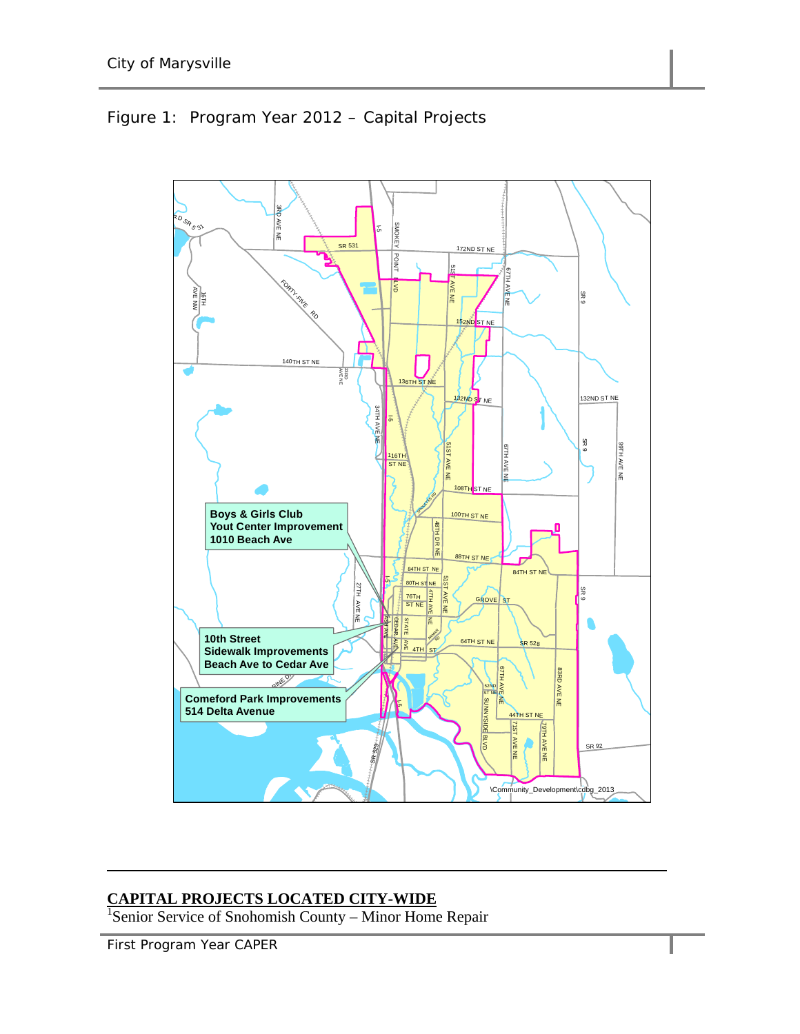## Figure 1: Program Year 2012 – Capital Projects

Boys & Girls Club
Yout Center Improvement
1010 Beach Ave

10th Street
Sidewalk Improvements
Beach Ave to Cedar Ave

Comeford Park Improvements
514 Delta Avenue

---

**CAPITAL PROJECTS LOCATED CITY-WIDE**

[1]Senior Service of Snohomish County – Minor Home Repair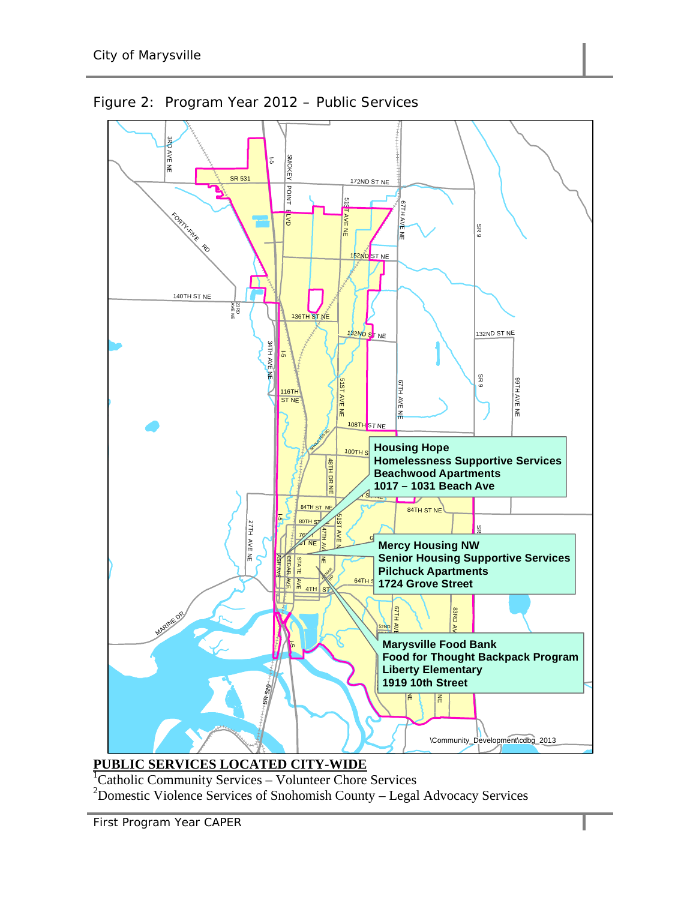Figure 2: Program Year 2012 – Public Services

**Housing Hope**
**Homelessness Supportive Services**
**Beachwood Apartments**
**1017 – 1031 Beach Ave**

**Mercy Housing NW**
**Senior Housing Supportive Services**
**Pilchuck Apartments**
**1724 Grove Street**

**Marysville Food Bank**
**Food for Thought Backpack Program**
**Liberty Elementary**
**1919 10th Street**

\Community_Development\cdbg_2013

**PUBLIC SERVICES LOCATED CITY-WIDE**

[1]Catholic Community Services – Volunteer Chore Services

[2]Domestic Violence Services of Snohomish County – Legal Advocacy Services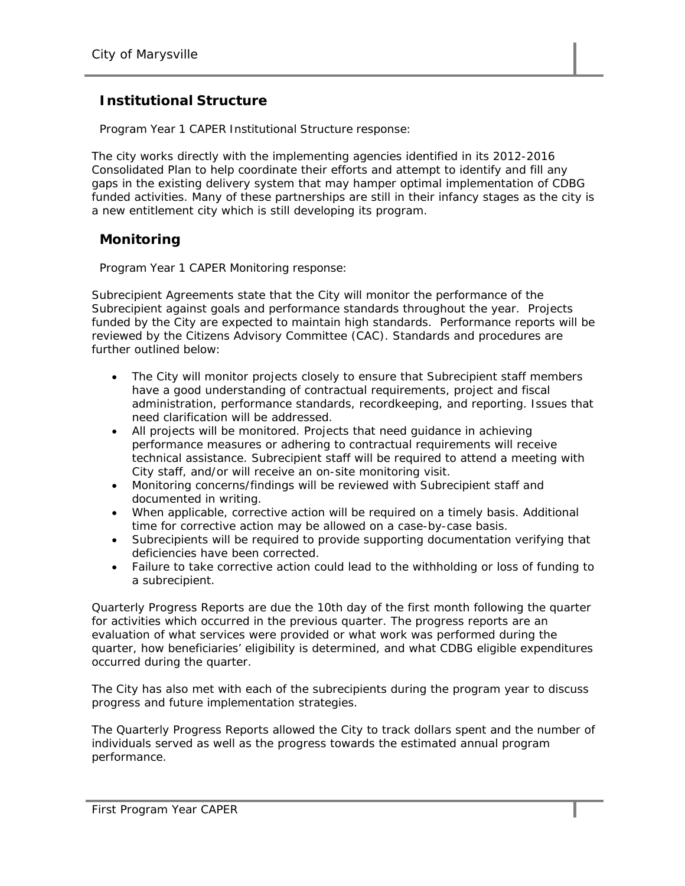## Institutional Structure

Program Year 1 CAPER Institutional Structure response:

The city works directly with the implementing agencies identified in its 2012-2016 Consolidated Plan to help coordinate their efforts and attempt to identify and fill any gaps in the existing delivery system that may hamper optimal implementation of CDBG funded activities. Many of these partnerships are still in their infancy stages as the city is a new entitlement city which is still developing its program.

## Monitoring

Program Year 1 CAPER Monitoring response:

Subrecipient Agreements state that the City will monitor the performance of the Subrecipient against goals and performance standards throughout the year. Projects funded by the City are expected to maintain high standards. Performance reports will be reviewed by the Citizens Advisory Committee (CAC). Standards and procedures are further outlined below:

- The City will monitor projects closely to ensure that Subrecipient staff members have a good understanding of contractual requirements, project and fiscal administration, performance standards, recordkeeping, and reporting. Issues that need clarification will be addressed.
- All projects will be monitored. Projects that need guidance in achieving performance measures or adhering to contractual requirements will receive technical assistance. Subrecipient staff will be required to attend a meeting with City staff, and/or will receive an on-site monitoring visit.
- Monitoring concerns/findings will be reviewed with Subrecipient staff and documented in writing.
- When applicable, corrective action will be required on a timely basis. Additional time for corrective action may be allowed on a case-by-case basis.
- Subrecipients will be required to provide supporting documentation verifying that deficiencies have been corrected.
- Failure to take corrective action could lead to the withholding or loss of funding to a subrecipient.

Quarterly Progress Reports are due the 10th day of the first month following the quarter for activities which occurred in the previous quarter. The progress reports are an evaluation of what services were provided or what work was performed during the quarter, how beneficiaries' eligibility is determined, and what CDBG eligible expenditures occurred during the quarter.

The City has also met with each of the subrecipients during the program year to discuss progress and future implementation strategies.

The Quarterly Progress Reports allowed the City to track dollars spent and the number of individuals served as well as the progress towards the estimated annual program performance.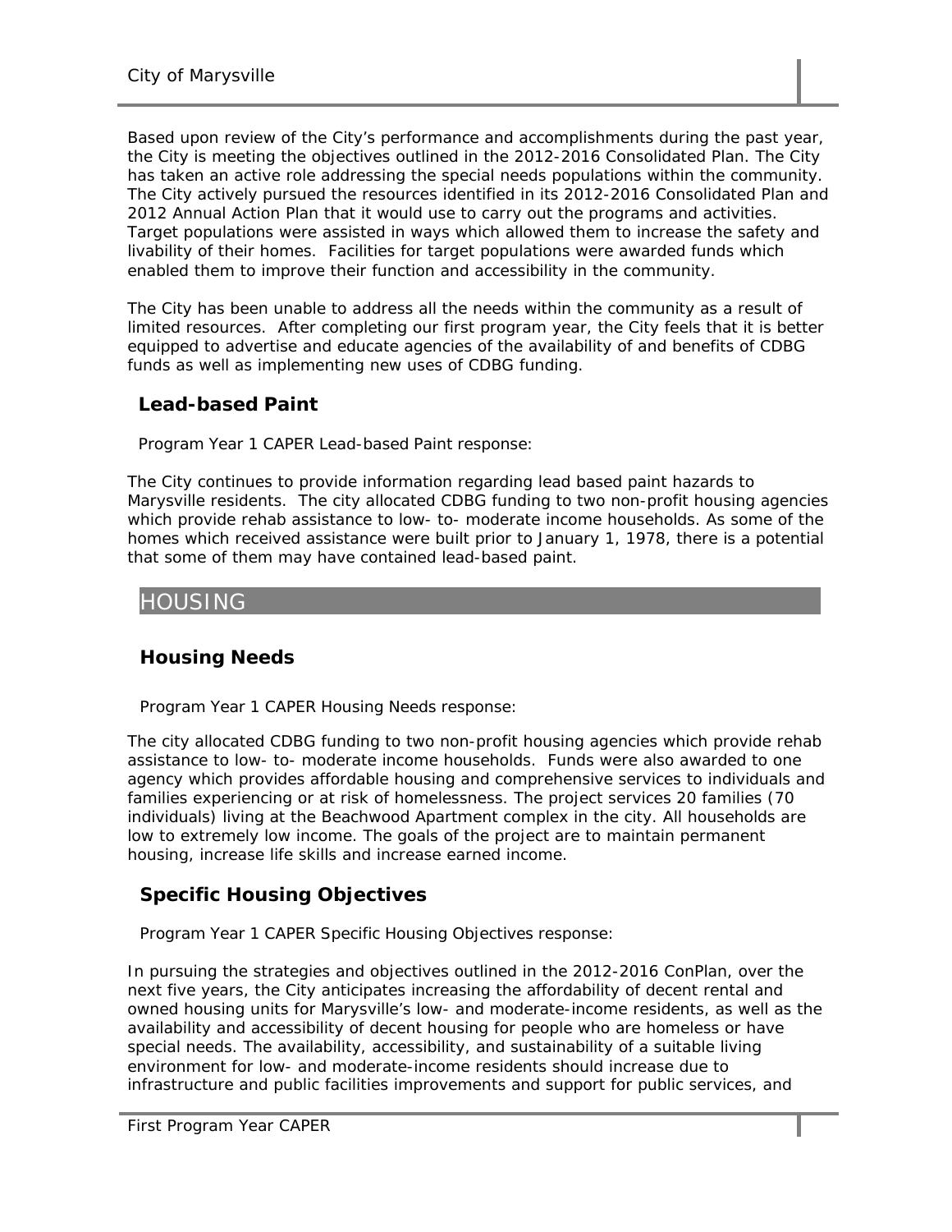Based upon review of the City's performance and accomplishments during the past year, the City is meeting the objectives outlined in the 2012-2016 Consolidated Plan. The City has taken an active role addressing the special needs populations within the community. The City actively pursued the resources identified in its 2012-2016 Consolidated Plan and 2012 Annual Action Plan that it would use to carry out the programs and activities. Target populations were assisted in ways which allowed them to increase the safety and livability of their homes. Facilities for target populations were awarded funds which enabled them to improve their function and accessibility in the community.

The City has been unable to address all the needs within the community as a result of limited resources. After completing our first program year, the City feels that it is better equipped to advertise and educate agencies of the availability of and benefits of CDBG funds as well as implementing new uses of CDBG funding.

### Lead-based Paint

Program Year 1 CAPER Lead-based Paint response:

The City continues to provide information regarding lead based paint hazards to Marysville residents. The city allocated CDBG funding to two non-profit housing agencies which provide rehab assistance to low- to- moderate income households. As some of the homes which received assistance were built prior to January 1, 1978, there is a potential that some of them may have contained lead-based paint.

## HOUSING

### Housing Needs

Program Year 1 CAPER Housing Needs response:

The city allocated CDBG funding to two non-profit housing agencies which provide rehab assistance to low- to- moderate income households. Funds were also awarded to one agency which provides affordable housing and comprehensive services to individuals and families experiencing or at risk of homelessness. The project services 20 families (70 individuals) living at the Beachwood Apartment complex in the city. All households are low to extremely low income. The goals of the project are to maintain permanent housing, increase life skills and increase earned income.

### Specific Housing Objectives

Program Year 1 CAPER Specific Housing Objectives response:

In pursuing the strategies and objectives outlined in the 2012-2016 ConPlan, over the next five years, the City anticipates increasing the affordability of decent rental and owned housing units for Marysville's low- and moderate-income residents, as well as the availability and accessibility of decent housing for people who are homeless or have special needs. The availability, accessibility, and sustainability of a suitable living environment for low- and moderate-income residents should increase due to infrastructure and public facilities improvements and support for public services, and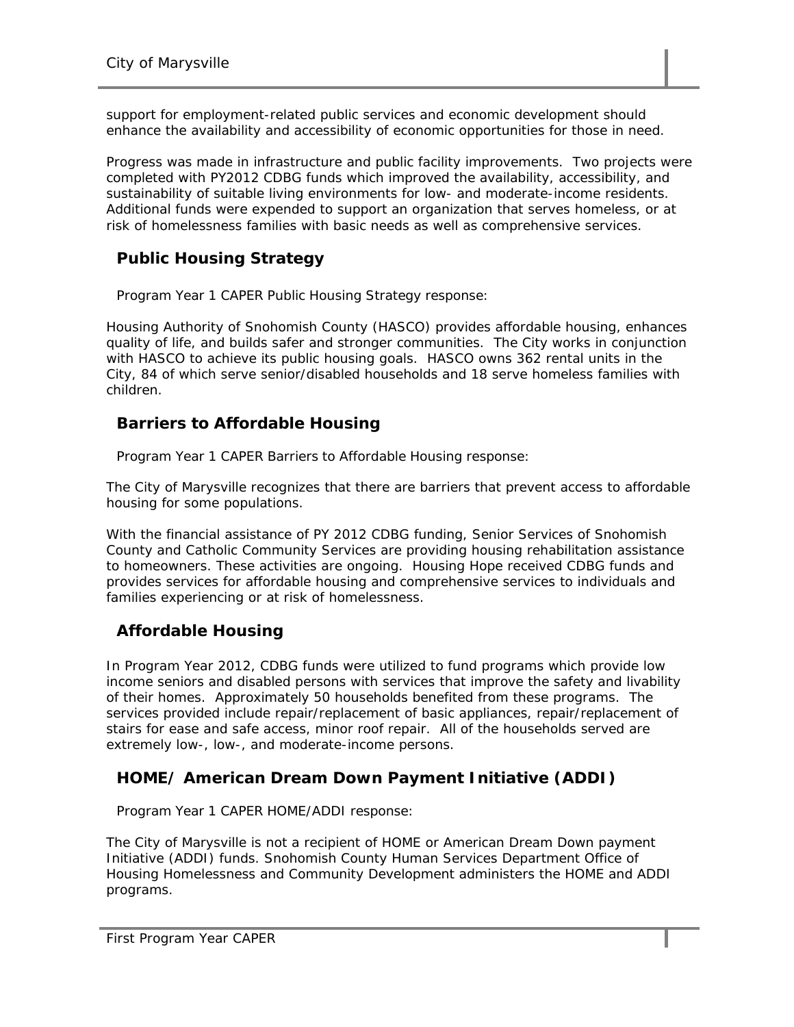support for employment-related public services and economic development should enhance the availability and accessibility of economic opportunities for those in need.

Progress was made in infrastructure and public facility improvements. Two projects were completed with PY2012 CDBG funds which improved the availability, accessibility, and sustainability of suitable living environments for low- and moderate-income residents. Additional funds were expended to support an organization that serves homeless, or at risk of homelessness families with basic needs as well as comprehensive services.

## Public Housing Strategy

Program Year 1 CAPER Public Housing Strategy response:

Housing Authority of Snohomish County (HASCO) provides affordable housing, enhances quality of life, and builds safer and stronger communities. The City works in conjunction with HASCO to achieve its public housing goals. HASCO owns 362 rental units in the City, 84 of which serve senior/disabled households and 18 serve homeless families with children.

## Barriers to Affordable Housing

Program Year 1 CAPER Barriers to Affordable Housing response:

The City of Marysville recognizes that there are barriers that prevent access to affordable housing for some populations.

With the financial assistance of PY 2012 CDBG funding, Senior Services of Snohomish County and Catholic Community Services are providing housing rehabilitation assistance to homeowners. These activities are ongoing. Housing Hope received CDBG funds and provides services for affordable housing and comprehensive services to individuals and families experiencing or at risk of homelessness.

## Affordable Housing

In Program Year 2012, CDBG funds were utilized to fund programs which provide low income seniors and disabled persons with services that improve the safety and livability of their homes. Approximately 50 households benefited from these programs. The services provided include repair/replacement of basic appliances, repair/replacement of stairs for ease and safe access, minor roof repair. All of the households served are extremely low-, low-, and moderate-income persons.

## HOME/ American Dream Down Payment Initiative (ADDI)

Program Year 1 CAPER HOME/ADDI response:

The City of Marysville is not a recipient of HOME or American Dream Down payment Initiative (ADDI) funds. Snohomish County Human Services Department Office of Housing Homelessness and Community Development administers the HOME and ADDI programs.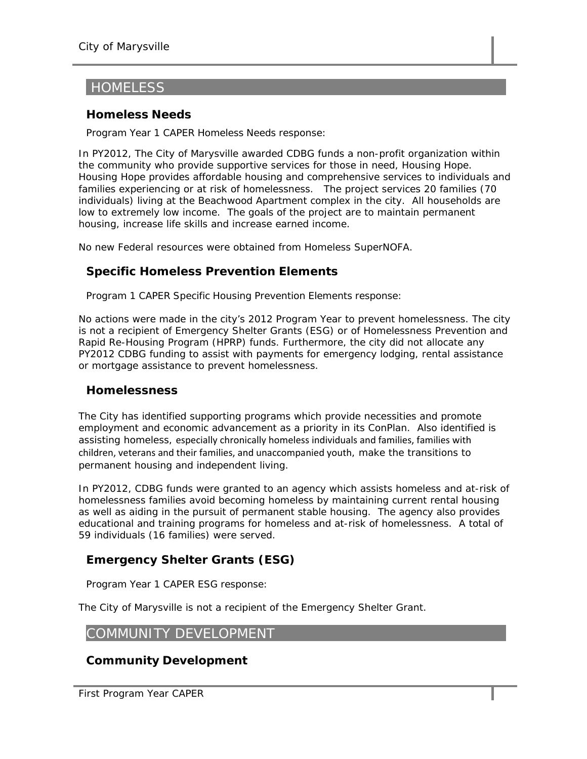## HOMELESS

### Homeless Needs

Program Year 1 CAPER Homeless Needs response:

In PY2012, The City of Marysville awarded CDBG funds a non-profit organization within the community who provide supportive services for those in need, Housing Hope. Housing Hope provides affordable housing and comprehensive services to individuals and families experiencing or at risk of homelessness. The project services 20 families (70 individuals) living at the Beachwood Apartment complex in the city. All households are low to extremely low income. The goals of the project are to maintain permanent housing, increase life skills and increase earned income.

No new Federal resources were obtained from Homeless SuperNOFA.

### Specific Homeless Prevention Elements

Program 1 CAPER Specific Housing Prevention Elements response:

No actions were made in the city's 2012 Program Year to prevent homelessness. The city is not a recipient of Emergency Shelter Grants (ESG) or of Homelessness Prevention and Rapid Re-Housing Program (HPRP) funds. Furthermore, the city did not allocate any PY2012 CDBG funding to assist with payments for emergency lodging, rental assistance or mortgage assistance to prevent homelessness.

### Homelessness

The City has identified supporting programs which provide necessities and promote employment and economic advancement as a priority in its ConPlan. Also identified is assisting homeless, especially chronically homeless individuals and families, families with children, veterans and their families, and unaccompanied youth, make the transitions to permanent housing and independent living.

In PY2012, CDBG funds were granted to an agency which assists homeless and at-risk of homelessness families avoid becoming homeless by maintaining current rental housing as well as aiding in the pursuit of permanent stable housing. The agency also provides educational and training programs for homeless and at-risk of homelessness. A total of 59 individuals (16 families) were served.

### Emergency Shelter Grants (ESG)

Program Year 1 CAPER ESG response:

The City of Marysville is not a recipient of the Emergency Shelter Grant.

## COMMUNITY DEVELOPMENT

### Community Development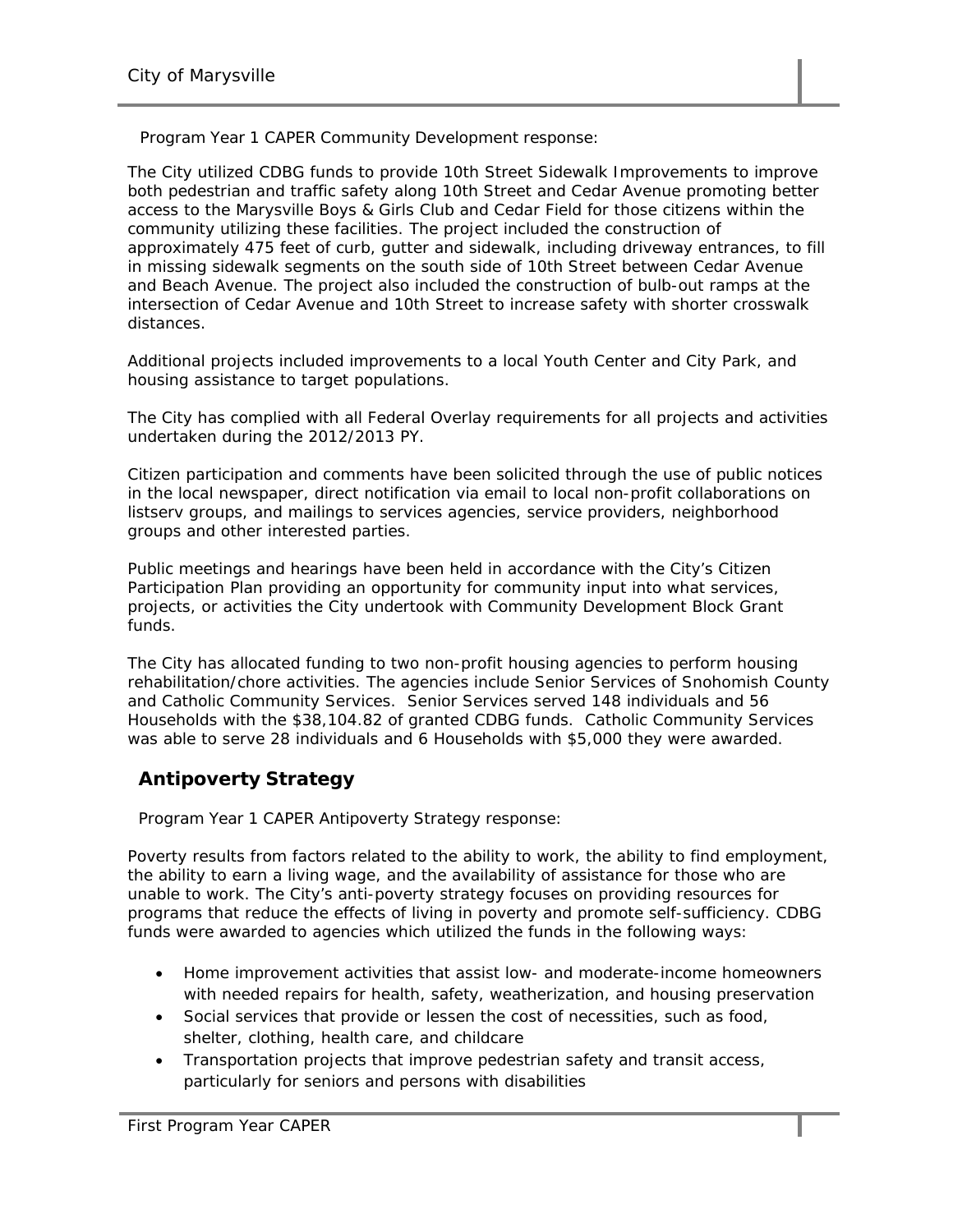Program Year 1 CAPER Community Development response:

The City utilized CDBG funds to provide 10th Street Sidewalk Improvements to improve both pedestrian and traffic safety along 10th Street and Cedar Avenue promoting better access to the Marysville Boys & Girls Club and Cedar Field for those citizens within the community utilizing these facilities. The project included the construction of approximately 475 feet of curb, gutter and sidewalk, including driveway entrances, to fill in missing sidewalk segments on the south side of 10th Street between Cedar Avenue and Beach Avenue. The project also included the construction of bulb-out ramps at the intersection of Cedar Avenue and 10th Street to increase safety with shorter crosswalk distances.

Additional projects included improvements to a local Youth Center and City Park, and housing assistance to target populations.

The City has complied with all Federal Overlay requirements for all projects and activities undertaken during the 2012/2013 PY.

Citizen participation and comments have been solicited through the use of public notices in the local newspaper, direct notification via email to local non-profit collaborations on listserv groups, and mailings to services agencies, service providers, neighborhood groups and other interested parties.

Public meetings and hearings have been held in accordance with the City's Citizen Participation Plan providing an opportunity for community input into what services, projects, or activities the City undertook with Community Development Block Grant funds.

The City has allocated funding to two non-profit housing agencies to perform housing rehabilitation/chore activities. The agencies include Senior Services of Snohomish County and Catholic Community Services. Senior Services served 148 individuals and 56 Households with the $38,104.82 of granted CDBG funds. Catholic Community Services was able to serve 28 individuals and 6 Households with $5,000 they were awarded.

## Antipoverty Strategy

Program Year 1 CAPER Antipoverty Strategy response:

Poverty results from factors related to the ability to work, the ability to find employment, the ability to earn a living wage, and the availability of assistance for those who are unable to work. The City's anti-poverty strategy focuses on providing resources for programs that reduce the effects of living in poverty and promote self-sufficiency. CDBG funds were awarded to agencies which utilized the funds in the following ways:

- Home improvement activities that assist low- and moderate-income homeowners with needed repairs for health, safety, weatherization, and housing preservation
- Social services that provide or lessen the cost of necessities, such as food, shelter, clothing, health care, and childcare
- Transportation projects that improve pedestrian safety and transit access, particularly for seniors and persons with disabilities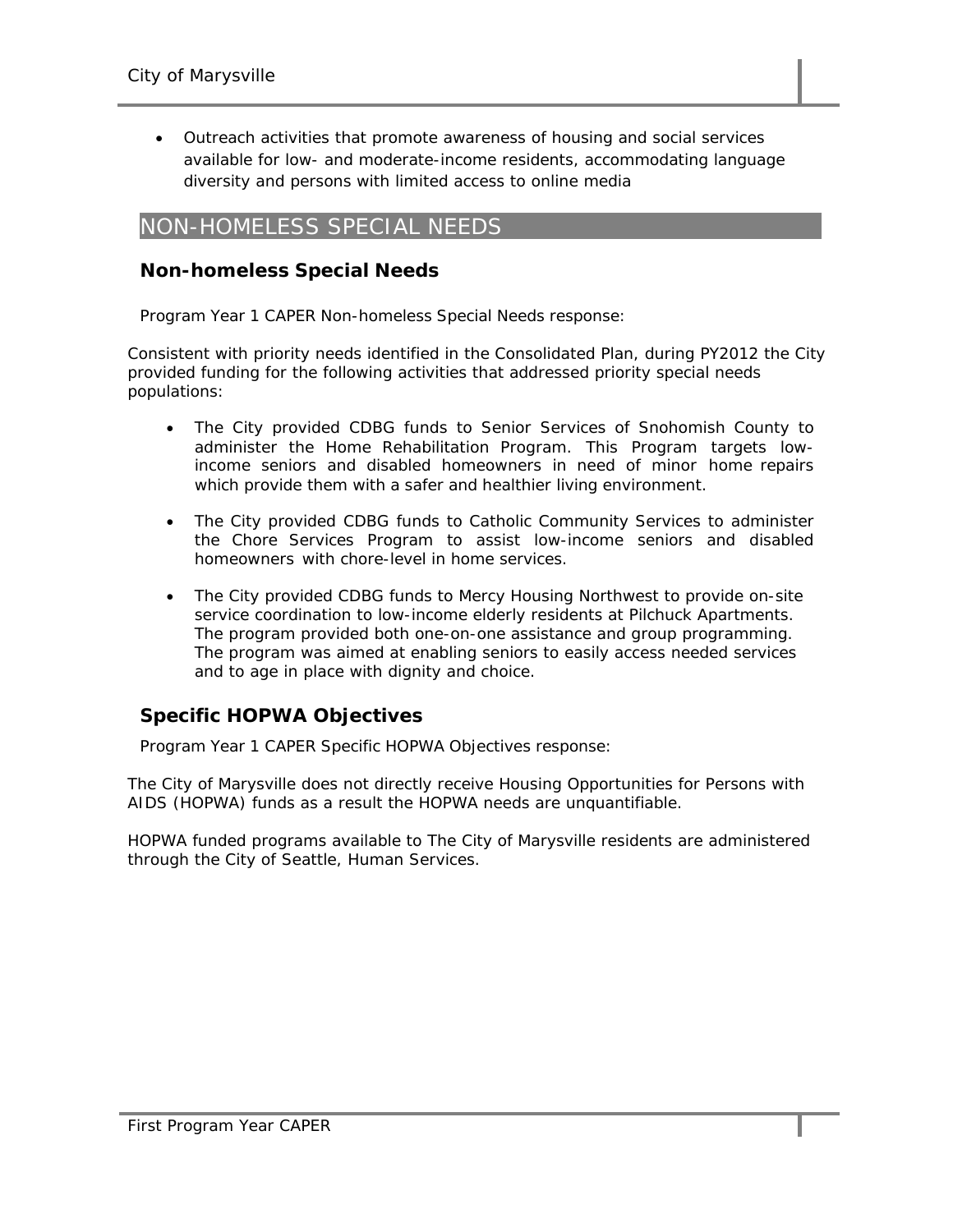- Outreach activities that promote awareness of housing and social services available for low- and moderate-income residents, accommodating language diversity and persons with limited access to online media

## NON-HOMELESS SPECIAL NEEDS

### Non-homeless Special Needs

Program Year 1 CAPER Non-homeless Special Needs response:

Consistent with priority needs identified in the Consolidated Plan, during PY2012 the City provided funding for the following activities that addressed priority special needs populations:

- The City provided CDBG funds to Senior Services of Snohomish County to administer the Home Rehabilitation Program. This Program targets low-income seniors and disabled homeowners in need of minor home repairs which provide them with a safer and healthier living environment.
- The City provided CDBG funds to Catholic Community Services to administer the Chore Services Program to assist low-income seniors and disabled homeowners with chore-level in home services.
- The City provided CDBG funds to Mercy Housing Northwest to provide on-site service coordination to low-income elderly residents at Pilchuck Apartments. The program provided both one-on-one assistance and group programming. The program was aimed at enabling seniors to easily access needed services and to age in place with dignity and choice.

### Specific HOPWA Objectives

Program Year 1 CAPER Specific HOPWA Objectives response:

The City of Marysville does not directly receive Housing Opportunities for Persons with AIDS (HOPWA) funds as a result the HOPWA needs are unquantifiable.

HOPWA funded programs available to The City of Marysville residents are administered through the City of Seattle, Human Services.